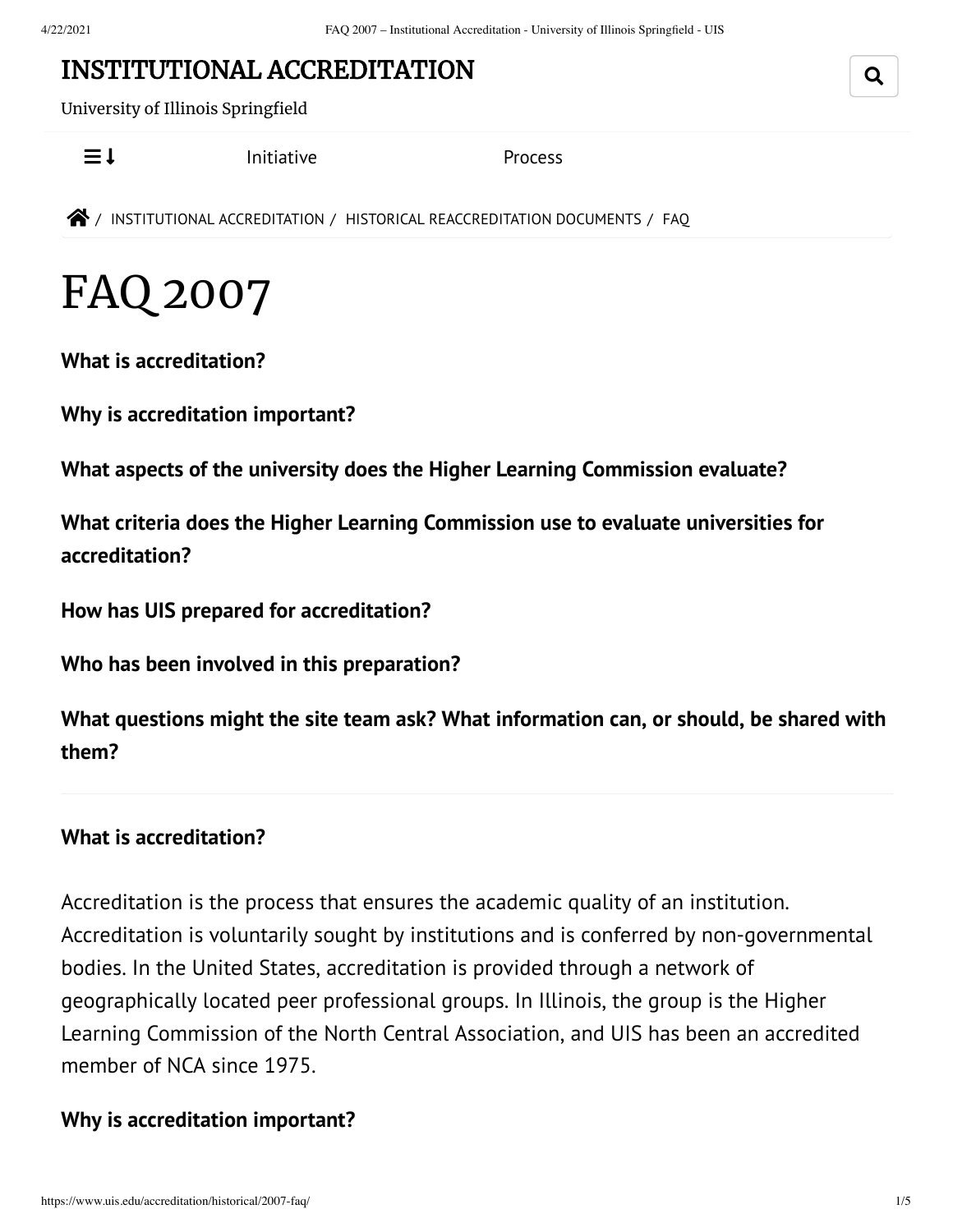# INSTITUTIONAL ACCREDITATION

University of Illinois Springfield

Initiative Process

/ INSTITUTIONAL ACCREDITATION / HISTORICAL REACCREDITATION DOCUMENTS / FAQ

# FAQ 2007

**What is accreditation?**

**Why is accreditation important?**

**What aspects of the university does the Higher Learning Commission evaluate?**

**What criteria does the Higher Learning Commission use to evaluate universities for accreditation?**

**How has UIS prepared for accreditation?**

**Who has been involved in this preparation?**

**What questions might the site team ask? What information can, or should, be shared with them?**

---

**What is accreditation?**

Accreditation is the process that ensures the academic quality of an institution. Accreditation is voluntarily sought by institutions and is conferred by non-governmental bodies. In the United States, accreditation is provided through a network of geographically located peer professional groups. In Illinois, the group is the Higher Learning Commission of the North Central Association, and UIS has been an accredited member of NCA since 1975.

**Why is accreditation important?**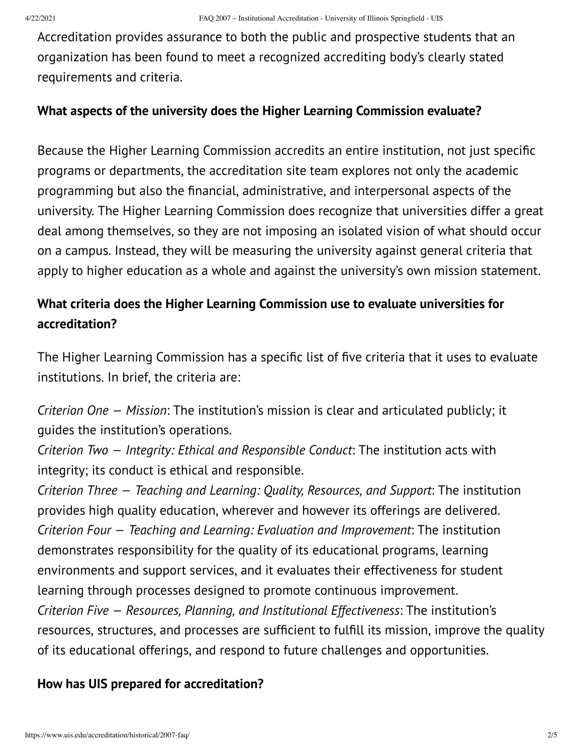Accreditation provides assurance to both the public and prospective students that an organization has been found to meet a recognized accrediting body's clearly stated requirements and criteria.

**What aspects of the university does the Higher Learning Commission evaluate?**

Because the Higher Learning Commission accredits an entire institution, not just specific programs or departments, the accreditation site team explores not only the academic programming but also the financial, administrative, and interpersonal aspects of the university. The Higher Learning Commission does recognize that universities differ a great deal among themselves, so they are not imposing an isolated vision of what should occur on a campus. Instead, they will be measuring the university against general criteria that apply to higher education as a whole and against the university's own mission statement.

**What criteria does the Higher Learning Commission use to evaluate universities for accreditation?**

The Higher Learning Commission has a specific list of five criteria that it uses to evaluate institutions. In brief, the criteria are:

*Criterion One — Mission*: The institution's mission is clear and articulated publicly; it guides the institution's operations.
*Criterion Two — Integrity: Ethical and Responsible Conduct*: The institution acts with integrity; its conduct is ethical and responsible.
*Criterion Three — Teaching and Learning: Quality, Resources, and Support*: The institution provides high quality education, wherever and however its offerings are delivered.
*Criterion Four — Teaching and Learning: Evaluation and Improvement*: The institution demonstrates responsibility for the quality of its educational programs, learning environments and support services, and it evaluates their effectiveness for student learning through processes designed to promote continuous improvement.
*Criterion Five — Resources, Planning, and Institutional Effectiveness*: The institution's resources, structures, and processes are sufficient to fulfill its mission, improve the quality of its educational offerings, and respond to future challenges and opportunities.

**How has UIS prepared for accreditation?**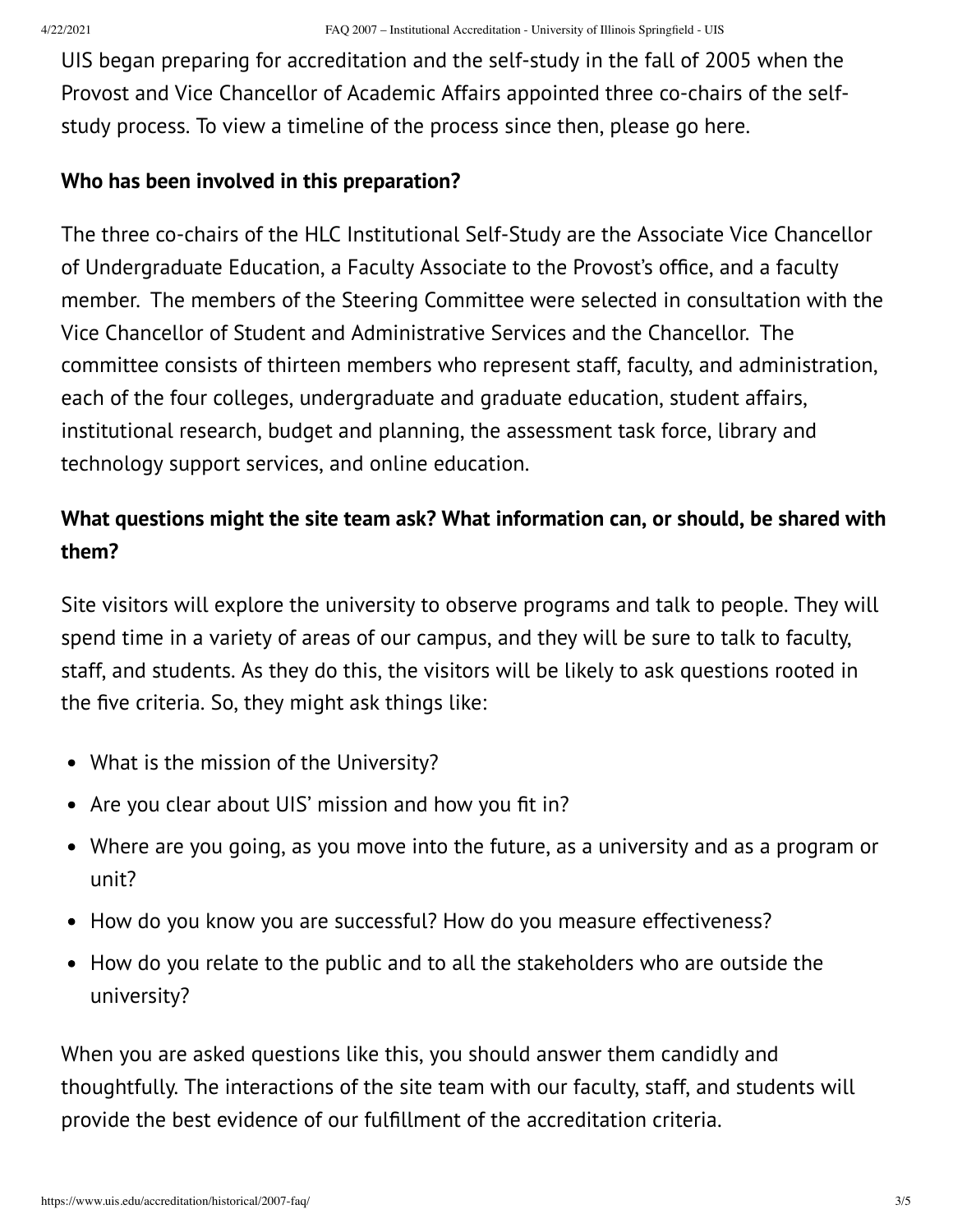UIS began preparing for accreditation and the self-study in the fall of 2005 when the Provost and Vice Chancellor of Academic Affairs appointed three co-chairs of the self-study process. To view a timeline of the process since then, please go here.

**Who has been involved in this preparation?**

The three co-chairs of the HLC Institutional Self-Study are the Associate Vice Chancellor of Undergraduate Education, a Faculty Associate to the Provost's office, and a faculty member. The members of the Steering Committee were selected in consultation with the Vice Chancellor of Student and Administrative Services and the Chancellor. The committee consists of thirteen members who represent staff, faculty, and administration, each of the four colleges, undergraduate and graduate education, student affairs, institutional research, budget and planning, the assessment task force, library and technology support services, and online education.

**What questions might the site team ask? What information can, or should, be shared with them?**

Site visitors will explore the university to observe programs and talk to people. They will spend time in a variety of areas of our campus, and they will be sure to talk to faculty, staff, and students. As they do this, the visitors will be likely to ask questions rooted in the five criteria. So, they might ask things like:

- What is the mission of the University?
- Are you clear about UIS' mission and how you fit in?
- Where are you going, as you move into the future, as a university and as a program or unit?
- How do you know you are successful? How do you measure effectiveness?
- How do you relate to the public and to all the stakeholders who are outside the university?

When you are asked questions like this, you should answer them candidly and thoughtfully. The interactions of the site team with our faculty, staff, and students will provide the best evidence of our fulfillment of the accreditation criteria.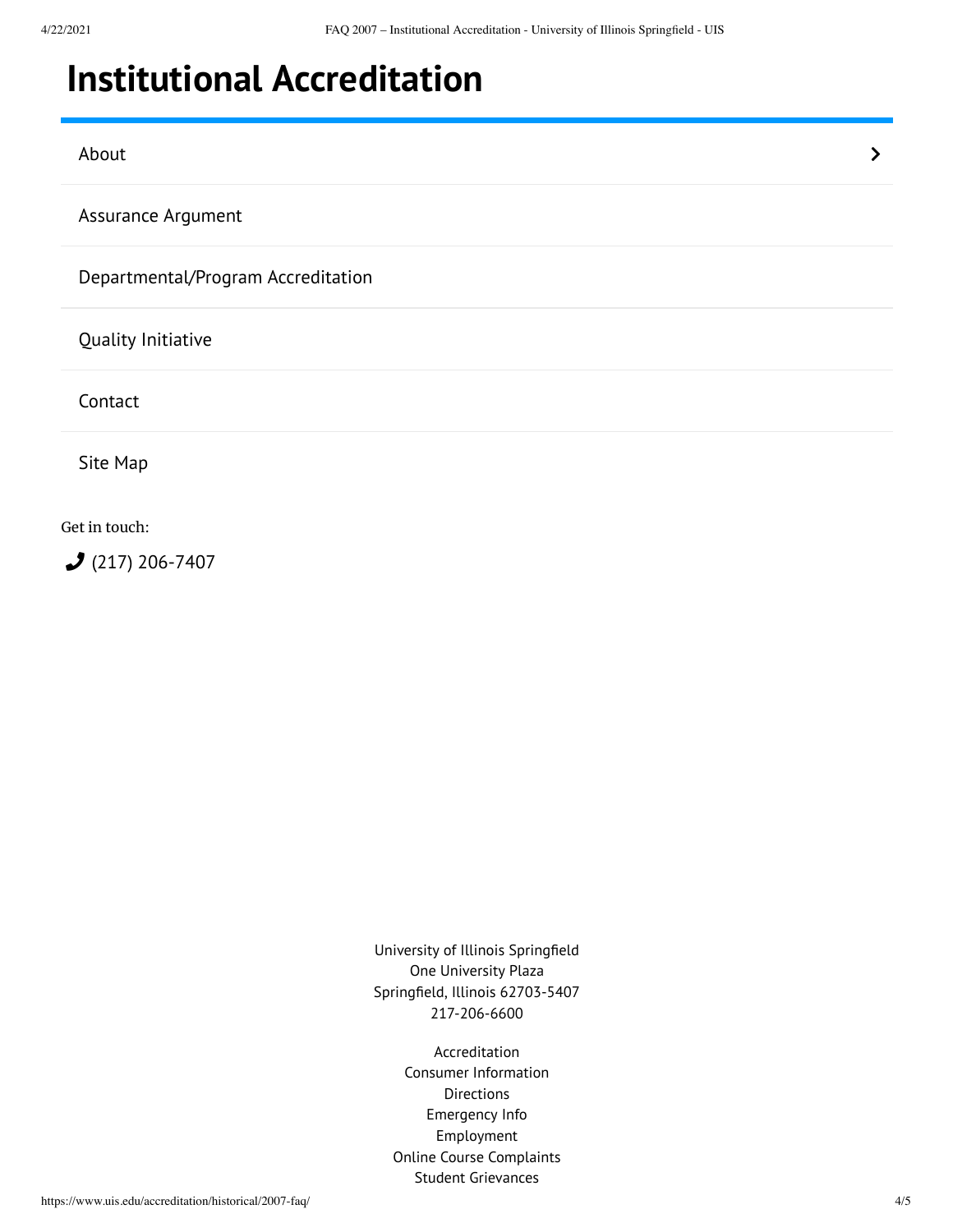# Institutional Accreditation

- About
- Assurance Argument
- Departmental/Program Accreditation
- Quality Initiative
- Contact
- Site Map

Get in touch:

(217) 206-7407

University of Illinois Springfield
One University Plaza
Springfield, Illinois 62703-5407
217-206-6600

Accreditation
Consumer Information
Directions
Emergency Info
Employment
Online Course Complaints
Student Grievances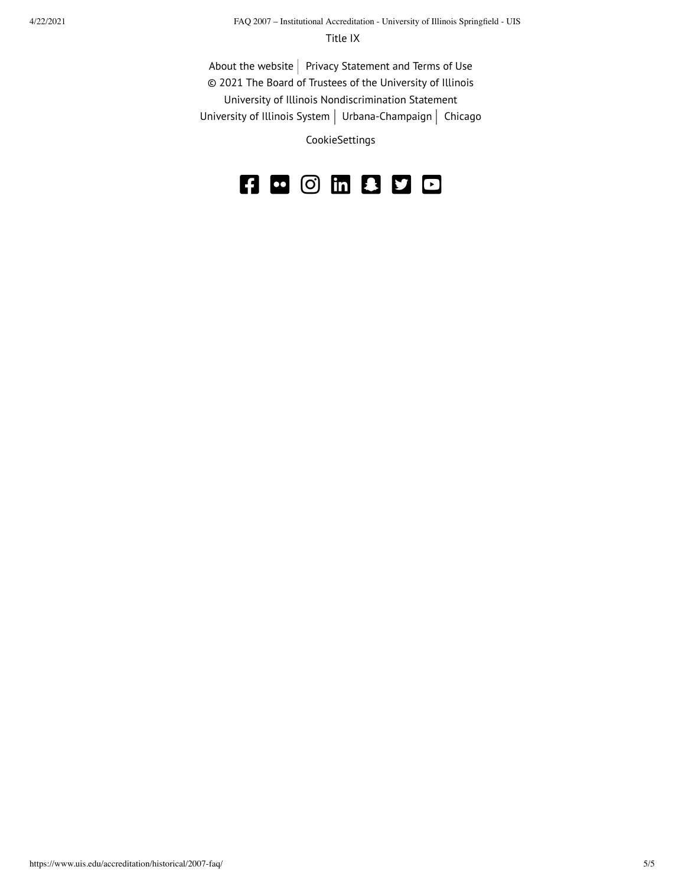Title IX

About the website | Privacy Statement and Terms of Use

© 2021 The Board of Trustees of the University of Illinois

University of Illinois Nondiscrimination Statement

University of Illinois System | Urbana-Champaign | Chicago

CookieSettings